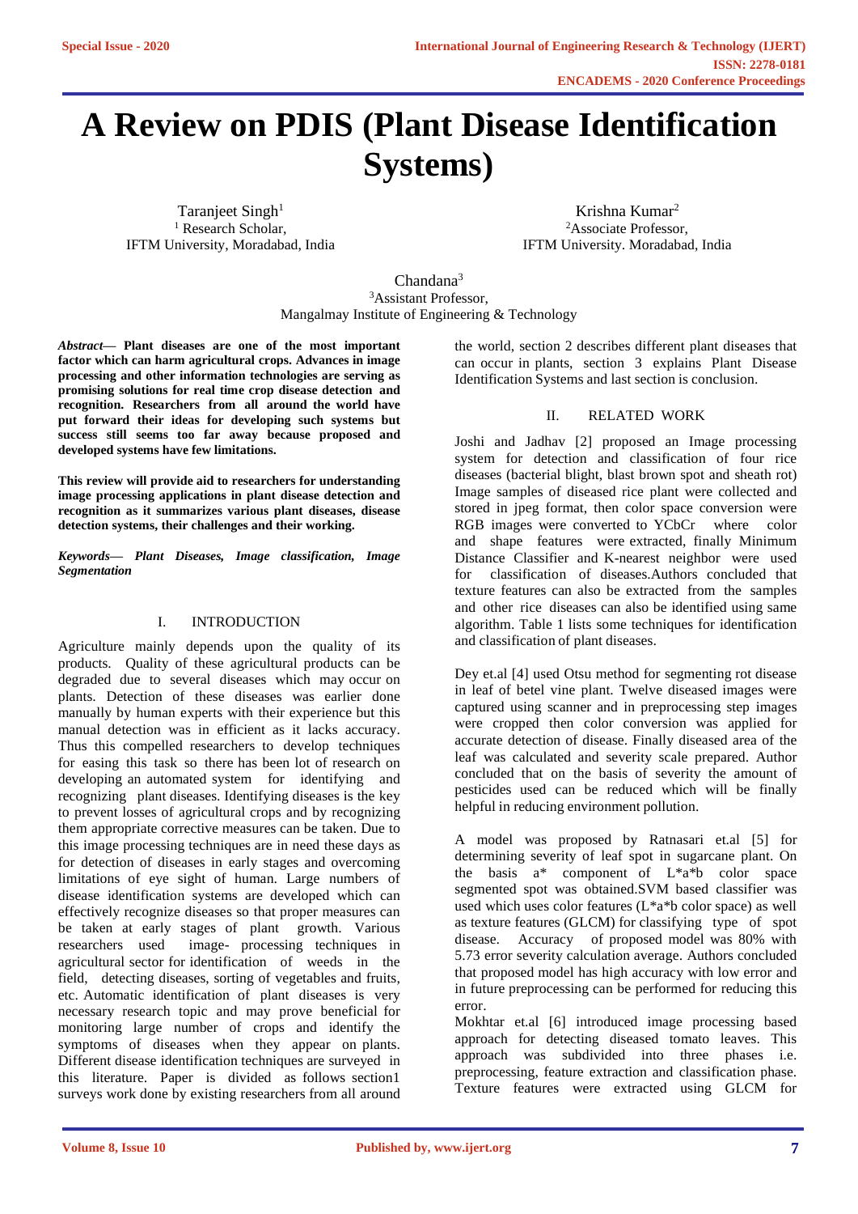# A Review on PDIS (Plant Disease Identification Systems)

Taranjeet Singh[1]
[1] Research Scholar,
IFTM University, Moradabad, India

Krishna Kumar[2]
[2]Associate Professor,
IFTM University. Moradabad, India

Chandana[3]
[3]Assistant Professor,
Mangalmay Institute of Engineering & Technology

***Abstract*— Plant diseases are one of the most important factor which can harm agricultural crops. Advances in image processing and other information technologies are serving as promising solutions for real time crop disease detection and recognition. Researchers from all around the world have put forward their ideas for developing such systems but success still seems too far away because proposed and developed systems have few limitations.**

**This review will provide aid to researchers for understanding image processing applications in plant disease detection and recognition as it summarizes various plant diseases, disease detection systems, their challenges and their working.**

***Keywords*— *Plant Diseases, Image classification, Image Segmentation***

## I. INTRODUCTION

Agriculture mainly depends upon the quality of its products. Quality of these agricultural products can be degraded due to several diseases which may occur on plants. Detection of these diseases was earlier done manually by human experts with their experience but this manual detection was in efficient as it lacks accuracy. Thus this compelled researchers to develop techniques for easing this task so there has been lot of research on developing an automated system for identifying and recognizing plant diseases. Identifying diseases is the key to prevent losses of agricultural crops and by recognizing them appropriate corrective measures can be taken. Due to this image processing techniques are in need these days as for detection of diseases in early stages and overcoming limitations of eye sight of human. Large numbers of disease identification systems are developed which can effectively recognize diseases so that proper measures can be taken at early stages of plant growth. Various researchers used image- processing techniques in agricultural sector for identification of weeds in the field, detecting diseases, sorting of vegetables and fruits, etc. Automatic identification of plant diseases is very necessary research topic and may prove beneficial for monitoring large number of crops and identify the symptoms of diseases when they appear on plants. Different disease identification techniques are surveyed in this literature. Paper is divided as follows section1 surveys work done by existing researchers from all around the world, section 2 describes different plant diseases that can occur in plants, section 3 explains Plant Disease Identification Systems and last section is conclusion.

## II. RELATED WORK

Joshi and Jadhav [2] proposed an Image processing system for detection and classification of four rice diseases (bacterial blight, blast brown spot and sheath rot) Image samples of diseased rice plant were collected and stored in jpeg format, then color space conversion were RGB images were converted to YCbCr where color and shape features were extracted, finally Minimum Distance Classifier and K-nearest neighbor were used for classification of diseases.Authors concluded that texture features can also be extracted from the samples and other rice diseases can also be identified using same algorithm. Table 1 lists some techniques for identification and classification of plant diseases.

Dey et.al [4] used Otsu method for segmenting rot disease in leaf of betel vine plant. Twelve diseased images were captured using scanner and in preprocessing step images were cropped then color conversion was applied for accurate detection of disease. Finally diseased area of the leaf was calculated and severity scale prepared. Author concluded that on the basis of severity the amount of pesticides used can be reduced which will be finally helpful in reducing environment pollution.

A model was proposed by Ratnasari et.al [5] for determining severity of leaf spot in sugarcane plant. On the basis a* component of L*a*b color space segmented spot was obtained.SVM based classifier was used which uses color features (L*a*b color space) as well as texture features (GLCM) for classifying type of spot disease. Accuracy of proposed model was 80% with 5.73 error severity calculation average. Authors concluded that proposed model has high accuracy with low error and in future preprocessing can be performed for reducing this error.

Mokhtar et.al [6] introduced image processing based approach for detecting diseased tomato leaves. This approach was subdivided into three phases i.e. preprocessing, feature extraction and classification phase. Texture features were extracted using GLCM for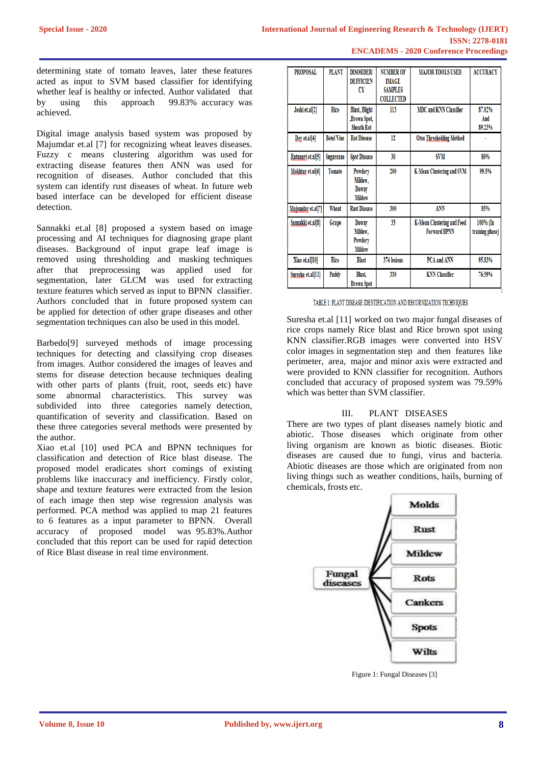determining state of tomato leaves, later these features acted as input to SVM based classifier for identifying whether leaf is healthy or infected. Author validated that by using this approach 99.83% accuracy was achieved.

Digital image analysis based system was proposed by Majumdar et.al [7] for recognizing wheat leaves diseases. Fuzzy c means clustering algorithm was used for extracting disease features then ANN was used for recognition of diseases. Author concluded that this system can identify rust diseases of wheat. In future web based interface can be developed for efficient disease detection.

Sannakki et.al [8] proposed a system based on image processing and AI techniques for diagnosing grape plant diseases. Background of input grape leaf image is removed using thresholding and masking techniques after that preprocessing was applied used for segmentation, later GLCM was used for extracting texture features which served as input to BPNN classifier. Authors concluded that in future proposed system can be applied for detection of other grape diseases and other segmentation techniques can also be used in this model.

Barbedo[9] surveyed methods of image processing techniques for detecting and classifying crop diseases from images. Author considered the images of leaves and stems for disease detection because techniques dealing with other parts of plants (fruit, root, seeds etc) have some abnormal characteristics. This survey was subdivided into three categories namely detection, quantification of severity and classification. Based on these three categories several methods were presented by the author.

Xiao et.al [10] used PCA and BPNN techniques for classification and detection of Rice blast disease. The proposed model eradicates short comings of existing problems like inaccuracy and inefficiency. Firstly color, shape and texture features were extracted from the lesion of each image then step wise regression analysis was performed. PCA method was applied to map 21 features to 6 features as a input parameter to BPNN. Overall accuracy of proposed model was 95.83%.Author concluded that this report can be used for rapid detection of Rice Blast disease in real time environment.

| PROPOSAL | PLANT | DISORDER/ DEFFICIENCY | NUMBER OF IMAGE SAMPLES COLLECTED | MAJOR TOOLS USED | ACCURACY |
|---|---|---|---|---|---|
| Joshi et.al[2] | Rice | Blast, Blight ,Brown Spot, Sheath Rot | 113 | MDC and KNN Classifier | 87.02% And 89.23% |
| Dey et.al[4] | Betel Vine | Rot Disease | 12 | Otsu Thresholding Method | - |
| Ratanari et.al[5] | Sugarcane | Spot Disease | 30 | SVM | 80% |
| Mokhtar et.al[6] | Tomato | Powdery Mildew, Downy Mildew | 200 | K-Mean Clustering and SVM | 99.5% |
| Majumdar et.al[7] | Wheat | Rust Disease | 300 | ANN | 85% |
| Sannakki et.al[8] | Grape | Downy Mildew, Powdery Mildew | 33 | K-Mean Clustering and Feed Forward BPNN | 100% (In training phase) |
| Xiao et.al[10] | Rice | Blast | 374 lesions | PCA and ANN | 95.83% |
| Suresha et.al[11] | Paddy | Blast, Brown Spot | 330 | KNN Classifier | 76.59% |

TABLE 1: PLANT DISEASE IDENTIFICATION AND RECORNIZATION TECHNIQUES

Suresha et.al [11] worked on two major fungal diseases of rice crops namely Rice blast and Rice brown spot using KNN classifier.RGB images were converted into HSV color images in segmentation step and then features like perimeter, area, major and minor axis were extracted and were provided to KNN classifier for recognition. Authors concluded that accuracy of proposed system was 79.59% which was better than SVM classifier.

## III. PLANT DISEASES

There are two types of plant diseases namely biotic and abiotic. Those diseases which originate from other living organism are known as biotic diseases. Biotic diseases are caused due to fungi, virus and bacteria. Abiotic diseases are those which are originated from non living things such as weather conditions, hails, burning of chemicals, frosts etc.

Fungal diseases → Molds, Rust, Mildew, Rots, Cankers, Spots, Wilts

Figure 1: Fungal Diseases [3]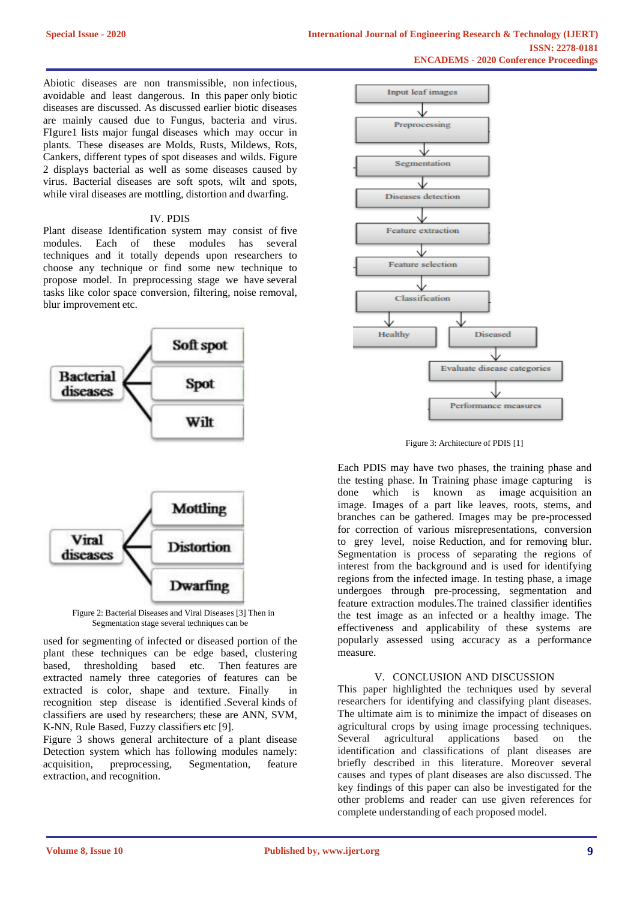Abiotic diseases are non transmissible, non infectious, avoidable and least dangerous. In this paper only biotic diseases are discussed. As discussed earlier biotic diseases are mainly caused due to Fungus, bacteria and virus. FIgure1 lists major fungal diseases which may occur in plants. These diseases are Molds, Rusts, Mildews, Rots, Cankers, different types of spot diseases and wilds. Figure 2 displays bacterial as well as some diseases caused by virus. Bacterial diseases are soft spots, wilt and spots, while viral diseases are mottling, distortion and dwarfing.

## IV. PDIS

Plant disease Identification system may consist of five modules. Each of these modules has several techniques and it totally depends upon researchers to choose any technique or find some new technique to propose model. In preprocessing stage we have several tasks like color space conversion, filtering, noise removal, blur improvement etc.

Bacterial diseases → Soft spot, Spot, Wilt

Viral diseases → Mottling, Distortion, Dwarfing

Figure 2: Bacterial Diseases and Viral Diseases [3] Then in Segmentation stage several techniques can be used for segmenting of infected or diseased portion of the plant these techniques can be edge based, clustering based, thresholding based etc. Then features are extracted namely three categories of features can be extracted is color, shape and texture. Finally in recognition step disease is identified .Several kinds of classifiers are used by researchers; these are ANN, SVM, K-NN, Rule Based, Fuzzy classifiers etc [9].

Figure 3 shows general architecture of a plant disease Detection system which has following modules namely: acquisition, preprocessing, Segmentation, feature extraction, and recognition.

Input leaf images → Preprocessing → Segmentation → Diseases detection → Feature extraction → Feature selection → Classification → Healthy / Diseased; Diseased → Evaluate disease categories → Performance measures

Figure 3: Architecture of PDIS [1]

Each PDIS may have two phases, the training phase and the testing phase. In Training phase image capturing is done which is known as image acquisition an image. Images of a part like leaves, roots, stems, and branches can be gathered. Images may be pre-processed for correction of various misrepresentations, conversion to grey level, noise Reduction, and for removing blur. Segmentation is process of separating the regions of interest from the background and is used for identifying regions from the infected image. In testing phase, a image undergoes through pre-processing, segmentation and feature extraction modules.The trained classifier identifies the test image as an infected or a healthy image. The effectiveness and applicability of these systems are popularly assessed using accuracy as a performance measure.

## V. CONCLUSION AND DISCUSSION

This paper highlighted the techniques used by several researchers for identifying and classifying plant diseases. The ultimate aim is to minimize the impact of diseases on agricultural crops by using image processing techniques. Several agricultural applications based on the identification and classifications of plant diseases are briefly described in this literature. Moreover several causes and types of plant diseases are also discussed. The key findings of this paper can also be investigated for the other problems and reader can use given references for complete understanding of each proposed model.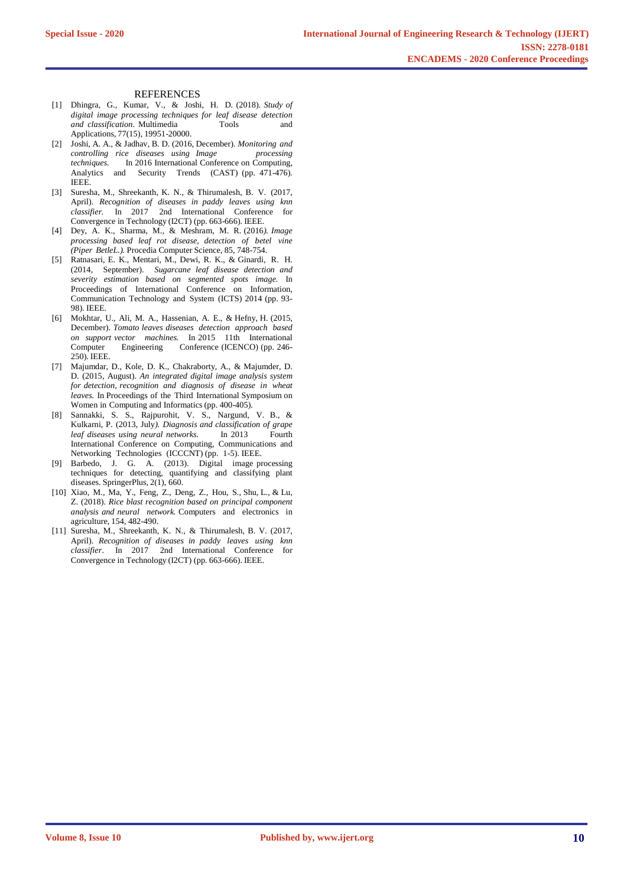## REFERENCES

[1] Dhingra, G., Kumar, V., & Joshi, H. D. (2018). *Study of digital image processing techniques for leaf disease detection and classification*. Multimedia Tools and Applications, 77(15), 19951-20000.

[2] Joshi, A. A., & Jadhav, B. D. (2016, December). *Monitoring and controlling rice diseases using Image processing techniques.* In 2016 International Conference on Computing, Analytics and Security Trends (CAST) (pp. 471-476). IEEE.

[3] Suresha, M., Shreekanth, K. N., & Thirumalesh, B. V. (2017, April). *Recognition of diseases in paddy leaves using knn classifier.* In 2017 2nd International Conference for Convergence in Technology (I2CT) (pp. 663-666). IEEE.

[4] Dey, A. K., Sharma, M., & Meshram, M. R. (2016*). Image processing based leaf rot disease, detection of betel vine (Piper BetleL.).* Procedia Computer Science, 85, 748-754.

[5] Ratnasari, E. K., Mentari, M., Dewi, R. K., & Ginardi, R. H. (2014, September). *Sugarcane leaf disease detection and severity estimation based on segmented spots image.* In Proceedings of International Conference on Information, Communication Technology and System (ICTS) 2014 (pp. 93-98). IEEE.

[6] Mokhtar, U., Ali, M. A., Hassenian, A. E., & Hefny, H. (2015, December). *Tomato leaves diseases detection approach based on support vector machines.* In 2015 11th International Computer Engineering Conference (ICENCO) (pp. 246-250). IEEE.

[7] Majumdar, D., Kole, D. K., Chakraborty, A., & Majumder, D. D. (2015, August). *An integrated digital image analysis system for detection, recognition and diagnosis of disease in wheat leaves.* In Proceedings of the Third International Symposium on Women in Computing and Informatics (pp. 400-405).

[8] Sannakki, S. S., Rajpurohit, V. S., Nargund, V. B., & Kulkarni, P. (2013, July*). Diagnosis and classification of grape leaf diseases using neural networks.* In 2013 Fourth International Conference on Computing, Communications and Networking Technologies (ICCCNT) (pp. 1-5). IEEE.

[9] Barbedo, J. G. A. (2013). Digital image processing techniques for detecting, quantifying and classifying plant diseases. SpringerPlus, 2(1), 660.

[10] Xiao, M., Ma, Y., Feng, Z., Deng, Z., Hou, S., Shu, L., & Lu, Z. (2018). *Rice blast recognition based on principal component analysis and neural network.* Computers and electronics in agriculture, 154, 482-490.

[11] Suresha, M., Shreekanth, K. N., & Thirumalesh, B. V. (2017, April). *Recognition of diseases in paddy leaves using knn classifier*. In 2017 2nd International Conference for Convergence in Technology (I2CT) (pp. 663-666). IEEE.